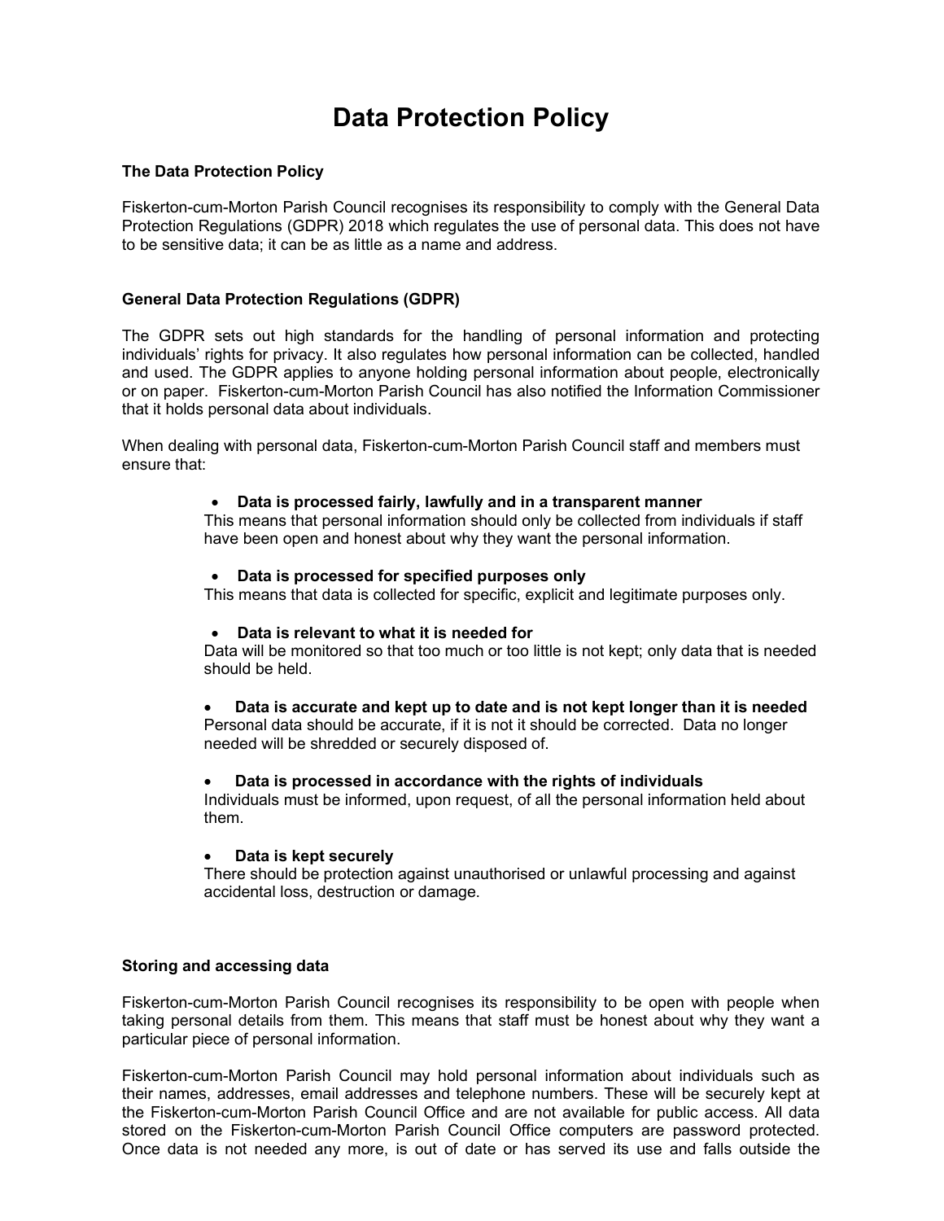# Data Protection Policy

### The Data Protection Policy

Fiskerton-cum-Morton Parish Council recognises its responsibility to comply with the General Data Protection Regulations (GDPR) 2018 which regulates the use of personal data. This does not have to be sensitive data; it can be as little as a name and address.

### General Data Protection Regulations (GDPR)

The GDPR sets out high standards for the handling of personal information and protecting individuals' rights for privacy. It also regulates how personal information can be collected, handled and used. The GDPR applies to anyone holding personal information about people, electronically or on paper. Fiskerton-cum-Morton Parish Council has also notified the Information Commissioner that it holds personal data about individuals.

When dealing with personal data, Fiskerton-cum-Morton Parish Council staff and members must ensure that:

- **Data is processed fairly, lawfully and in a transparent manner**
  This means that personal information should only be collected from individuals if staff have been open and honest about why they want the personal information.

- **Data is processed for specified purposes only**
  This means that data is collected for specific, explicit and legitimate purposes only.

- **Data is relevant to what it is needed for**
  Data will be monitored so that too much or too little is not kept; only data that is needed should be held.

- **Data is accurate and kept up to date and is not kept longer than it is needed**
  Personal data should be accurate, if it is not it should be corrected. Data no longer needed will be shredded or securely disposed of.

- **Data is processed in accordance with the rights of individuals**
  Individuals must be informed, upon request, of all the personal information held about them.

- **Data is kept securely**
  There should be protection against unauthorised or unlawful processing and against accidental loss, destruction or damage.

### Storing and accessing data

Fiskerton-cum-Morton Parish Council recognises its responsibility to be open with people when taking personal details from them. This means that staff must be honest about why they want a particular piece of personal information.

Fiskerton-cum-Morton Parish Council may hold personal information about individuals such as their names, addresses, email addresses and telephone numbers. These will be securely kept at the Fiskerton-cum-Morton Parish Council Office and are not available for public access. All data stored on the Fiskerton-cum-Morton Parish Council Office computers are password protected. Once data is not needed any more, is out of date or has served its use and falls outside the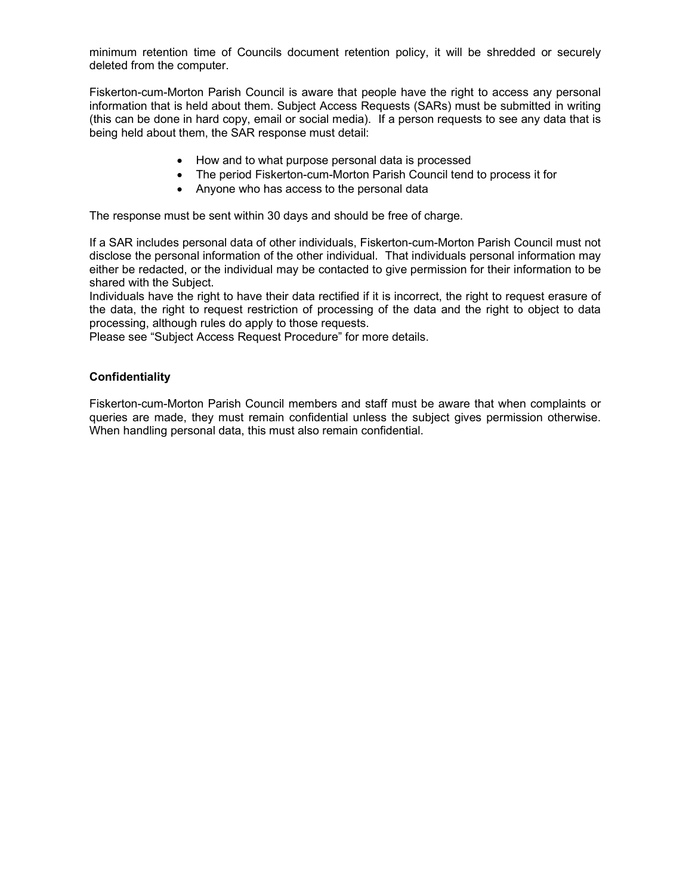minimum retention time of Councils document retention policy, it will be shredded or securely deleted from the computer.

Fiskerton-cum-Morton Parish Council is aware that people have the right to access any personal information that is held about them. Subject Access Requests (SARs) must be submitted in writing (this can be done in hard copy, email or social media). If a person requests to see any data that is being held about them, the SAR response must detail:

- How and to what purpose personal data is processed
- The period Fiskerton-cum-Morton Parish Council tend to process it for
- Anyone who has access to the personal data

The response must be sent within 30 days and should be free of charge.

If a SAR includes personal data of other individuals, Fiskerton-cum-Morton Parish Council must not disclose the personal information of the other individual. That individuals personal information may either be redacted, or the individual may be contacted to give permission for their information to be shared with the Subject.
Individuals have the right to have their data rectified if it is incorrect, the right to request erasure of the data, the right to request restriction of processing of the data and the right to object to data processing, although rules do apply to those requests.
Please see "Subject Access Request Procedure" for more details.

**Confidentiality**

Fiskerton-cum-Morton Parish Council members and staff must be aware that when complaints or queries are made, they must remain confidential unless the subject gives permission otherwise. When handling personal data, this must also remain confidential.